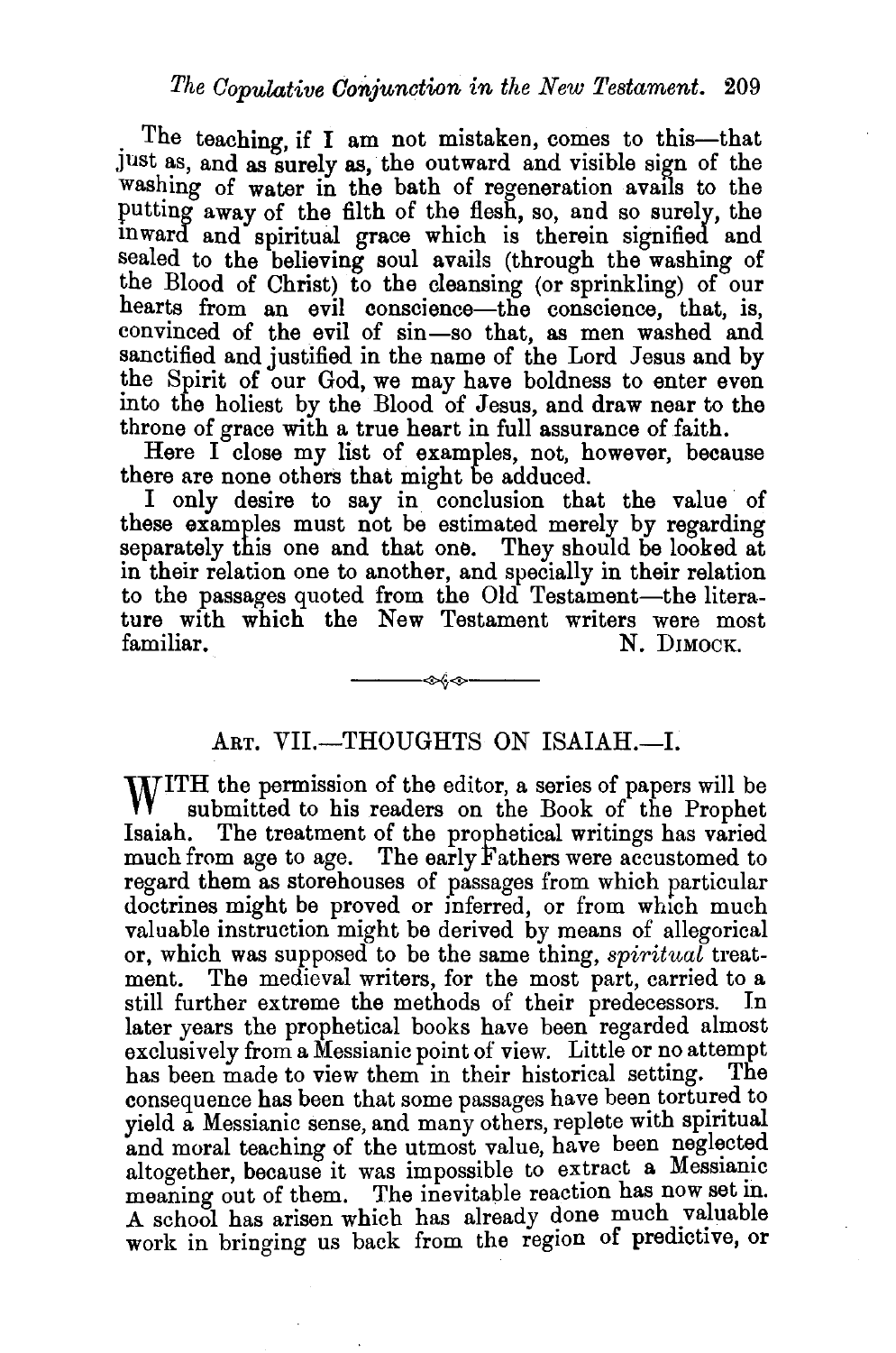The teaching, if I am not mistaken, comes to this—that just as, and as surely as, the outward and visible sign of the washing of water in the bath of regeneration avails to the putting away of the filth of the flesh, so, and so surely, the inward and spiritual grace which is therein signified and sealed to the believing soul avails (through the washing of the Blood of Christ) to the cleansing (or sprinkling) of our hearts from an evil conscience—the conscience, that is, convinced of the evil of sin—so that, as men washed and sanctified and justified in the name of the Lord Jesus and by the Spirit of our God, we may have boldness to enter even into the holiest by the Blood of Jesus, and draw near to the throne of grace with a true heart in full assurance of faith.

Here I close my list of examples, not, however, because there are none others that might be adduced.

I only desire to say in conclusion that the value of these examples must not be estimated merely by regarding separately this one and that one. They should be looked at in their relation one to another, and specially in their relation to the passages quoted from the Old Testament—the literature with which the New Testament writers were most familiar.

N. DIMOCK.

---

## ART. VII.—THOUGHTS ON ISAIAH.—I.

WITH the permission of the editor, a series of papers will be submitted to his readers on the Book of the Prophet Isaiah. The treatment of the prophetical writings has varied much from age to age. The early Fathers were accustomed to regard them as storehouses of passages from which particular doctrines might be proved or inferred, or from which much valuable instruction might be derived by means of allegorical or, which was supposed to be the same thing, *spiritual* treatment. The medieval writers, for the most part, carried to a still further extreme the methods of their predecessors. In later years the prophetical books have been regarded almost exclusively from a Messianic point of view. Little or no attempt has been made to view them in their historical setting. The consequence has been that some passages have been tortured to yield a Messianic sense, and many others, replete with spiritual and moral teaching of the utmost value, have been neglected altogether, because it was impossible to extract a Messianic meaning out of them. The inevitable reaction has now set in. A school has arisen which has already done much valuable work in bringing us back from the region of predictive, or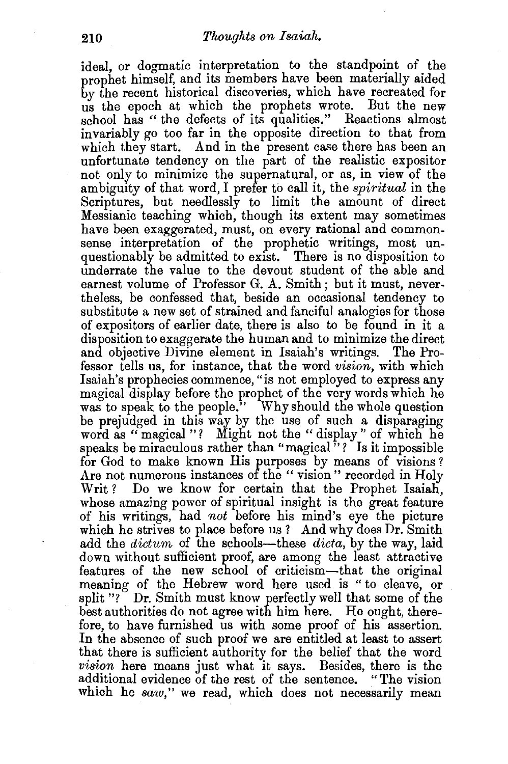ideal, or dogmatic interpretation to the standpoint of the prophet himself, and its members have been materially aided by the recent historical discoveries, which have recreated for us the epoch at which the prophets wrote. But the new school has "the defects of its qualities." Reactions almost invariably go too far in the opposite direction to that from which they start. And in the present case there has been an unfortunate tendency on the part of the realistic expositor not only to minimize the supernatural, or as, in view of the ambiguity of that word, I prefer to call it, the *spiritual* in the Scriptures, but needlessly to limit the amount of direct Messianic teaching which, though its extent may sometimes have been exaggerated, must, on every rational and commonsense interpretation of the prophetic writings, most unquestionably be admitted to exist. There is no disposition to underrate the value to the devout student of the able and earnest volume of Professor G. A. Smith; but it must, nevertheless, be confessed that, beside an occasional tendency to substitute a new set of strained and fanciful analogies for those of expositors of earlier date, there is also to be found in it a disposition to exaggerate the human and to minimize the direct and objective Divine element in Isaiah's writings. The Professor tells us, for instance, that the word *vision*, with which Isaiah's prophecies commence, "is not employed to express any magical display before the prophet of the very words which he was to speak to the people." Why should the whole question be prejudged in this way by the use of such a disparaging word as "magical"? Might not the "display" of which he speaks be miraculous rather than "magical"? Is it impossible for God to make known His purposes by means of visions? Are not numerous instances of the "vision" recorded in Holy Writ? Do we know for certain that the Prophet Isaiah, whose amazing power of spiritual insight is the great feature of his writings, had *not* before his mind's eye the picture which he strives to place before us? And why does Dr. Smith add the *dictum* of the schools—these *dicta*, by the way, laid down without sufficient proof, are among the least attractive features of the new school of criticism—that the original meaning of the Hebrew word here used is "to cleave, or split"? Dr. Smith must know perfectly well that some of the best authorities do not agree with him here. He ought, therefore, to have furnished us with some proof of his assertion. In the absence of such proof we are entitled at least to assert that there is sufficient authority for the belief that the word *vision* here means just what it says. Besides, there is the additional evidence of the rest of the sentence. "The vision which he *saw*," we read, which does not necessarily mean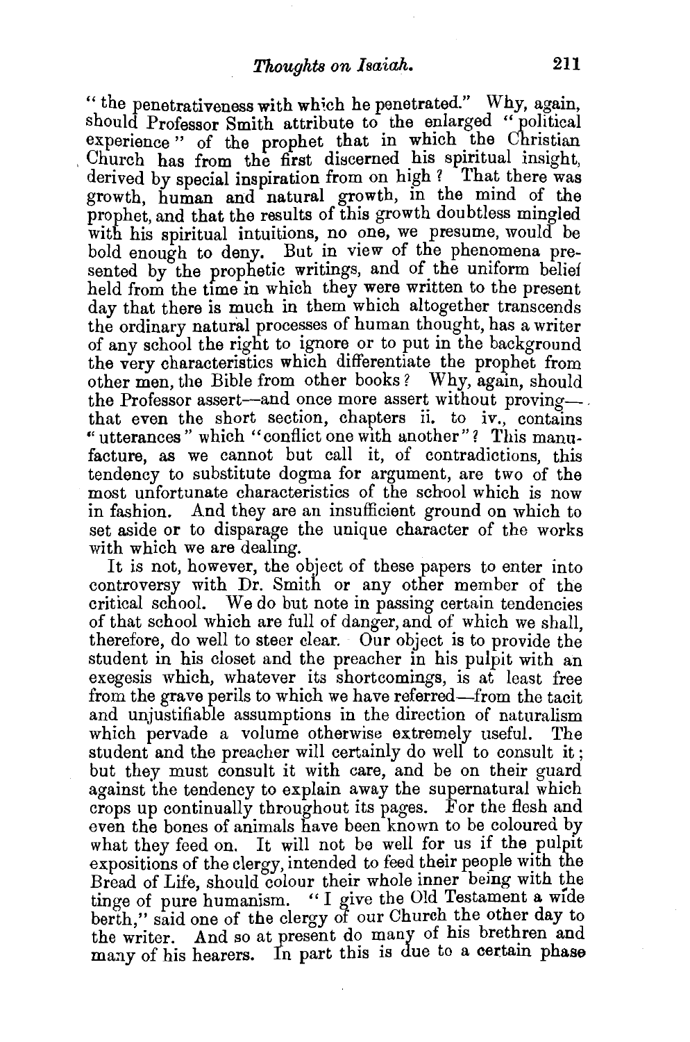"the penetrativeness with which he penetrated." Why, again, should Professor Smith attribute to the enlarged "political experience" of the prophet that in which the Christian Church has from the first discerned his spiritual insight, derived by special inspiration from on high? That there was growth, human and natural growth, in the mind of the prophet, and that the results of this growth doubtless mingled with his spiritual intuitions, no one, we presume, would be bold enough to deny. But in view of the phenomena presented by the prophetic writings, and of the uniform belief held from the time in which they were written to the present day that there is much in them which altogether transcends the ordinary natural processes of human thought, has a writer of any school the right to ignore or to put in the background the very characteristics which differentiate the prophet from other men, the Bible from other books? Why, again, should the Professor assert—and once more assert without proving—that even the short section, chapters ii. to iv., contains "utterances" which "conflict one with another"? This manufacture, as we cannot but call it, of contradictions, this tendency to substitute dogma for argument, are two of the most unfortunate characteristics of the school which is now in fashion. And they are an insufficient ground on which to set aside or to disparage the unique character of the works with which we are dealing.

It is not, however, the object of these papers to enter into controversy with Dr. Smith or any other member of the critical school. We do but note in passing certain tendencies of that school which are full of danger, and of which we shall, therefore, do well to steer clear. Our object is to provide the student in his closet and the preacher in his pulpit with an exegesis which, whatever its shortcomings, is at least free from the grave perils to which we have referred—from the tacit and unjustifiable assumptions in the direction of naturalism which pervade a volume otherwise extremely useful. The student and the preacher will certainly do well to consult it; but they must consult it with care, and be on their guard against the tendency to explain away the supernatural which crops up continually throughout its pages. For the flesh and even the bones of animals have been known to be coloured by what they feed on. It will not be well for us if the pulpit expositions of the clergy, intended to feed their people with the Bread of Life, should colour their whole inner being with the tinge of pure humanism. "I give the Old Testament a wide berth," said one of the clergy of our Church the other day to the writer. And so at present do many of his brethren and many of his hearers. In part this is due to a certain phase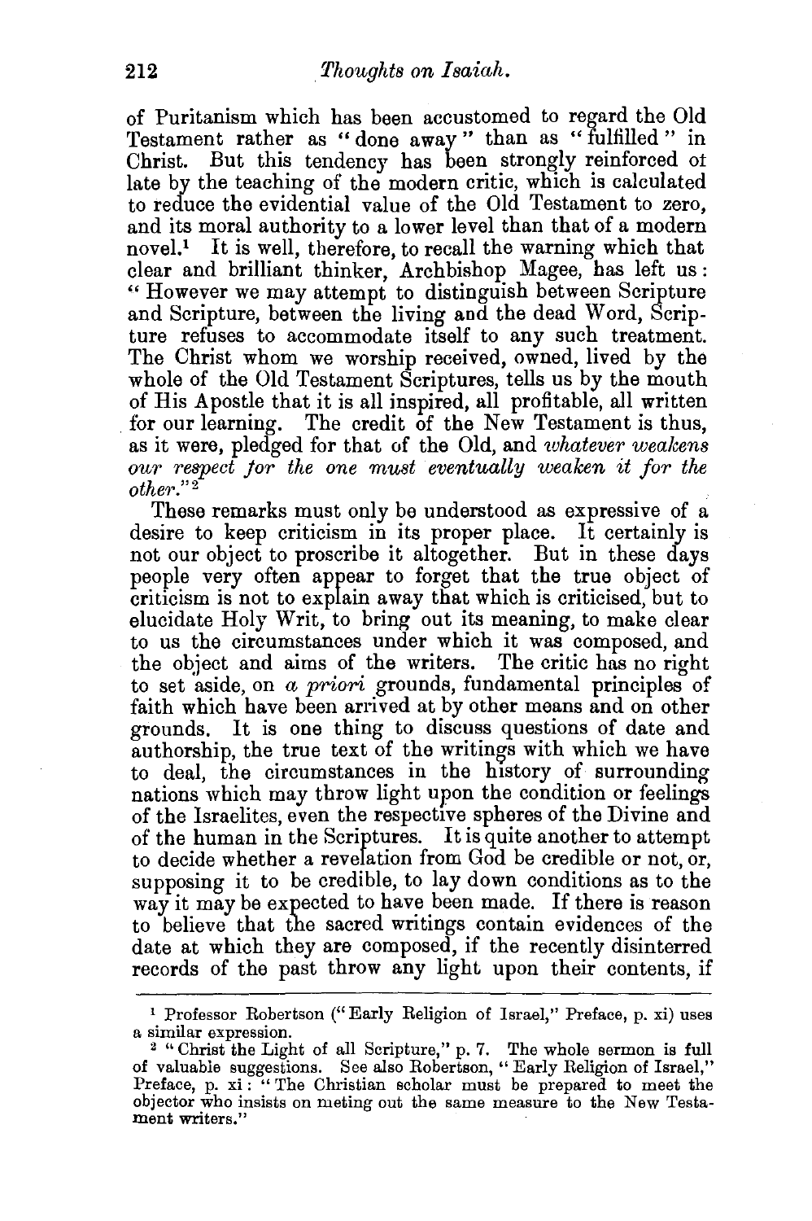of Puritanism which has been accustomed to regard the Old Testament rather as "done away" than as "fulfilled" in Christ. But this tendency has been strongly reinforced of late by the teaching of the modern critic, which is calculated to reduce the evidential value of the Old Testament to zero, and its moral authority to a lower level than that of a modern novel.[1] It is well, therefore, to recall the warning which that clear and brilliant thinker, Archbishop Magee, has left us: "However we may attempt to distinguish between Scripture and Scripture, between the living and the dead Word, Scripture refuses to accommodate itself to any such treatment. The Christ whom we worship received, owned, lived by the whole of the Old Testament Scriptures, tells us by the mouth of His Apostle that it is all inspired, all profitable, all written for our learning. The credit of the New Testament is thus, as it were, pledged for that of the Old, and *whatever weakens our respect for the one must eventually weaken it for the other*."[2]

These remarks must only be understood as expressive of a desire to keep criticism in its proper place. It certainly is not our object to proscribe it altogether. But in these days people very often appear to forget that the true object of criticism is not to explain away that which is criticised, but to elucidate Holy Writ, to bring out its meaning, to make clear to us the circumstances under which it was composed, and the object and aims of the writers. The critic has no right to set aside, on *a priori* grounds, fundamental principles of faith which have been arrived at by other means and on other grounds. It is one thing to discuss questions of date and authorship, the true text of the writings with which we have to deal, the circumstances in the history of surrounding nations which may throw light upon the condition or feelings of the Israelites, even the respective spheres of the Divine and of the human in the Scriptures. It is quite another to attempt to decide whether a revelation from God be credible or not, or, supposing it to be credible, to lay down conditions as to the way it may be expected to have been made. If there is reason to believe that the sacred writings contain evidences of the date at which they are composed, if the recently disinterred records of the past throw any light upon their contents, if

---

[1] Professor Robertson ("Early Religion of Israel," Preface, p. xi) uses a similar expression.

[2] "Christ the Light of all Scripture," p. 7. The whole sermon is full of valuable suggestions. See also Robertson, "Early Religion of Israel," Preface, p. xi: "The Christian scholar must be prepared to meet the objector who insists on meting out the same measure to the New Testament writers."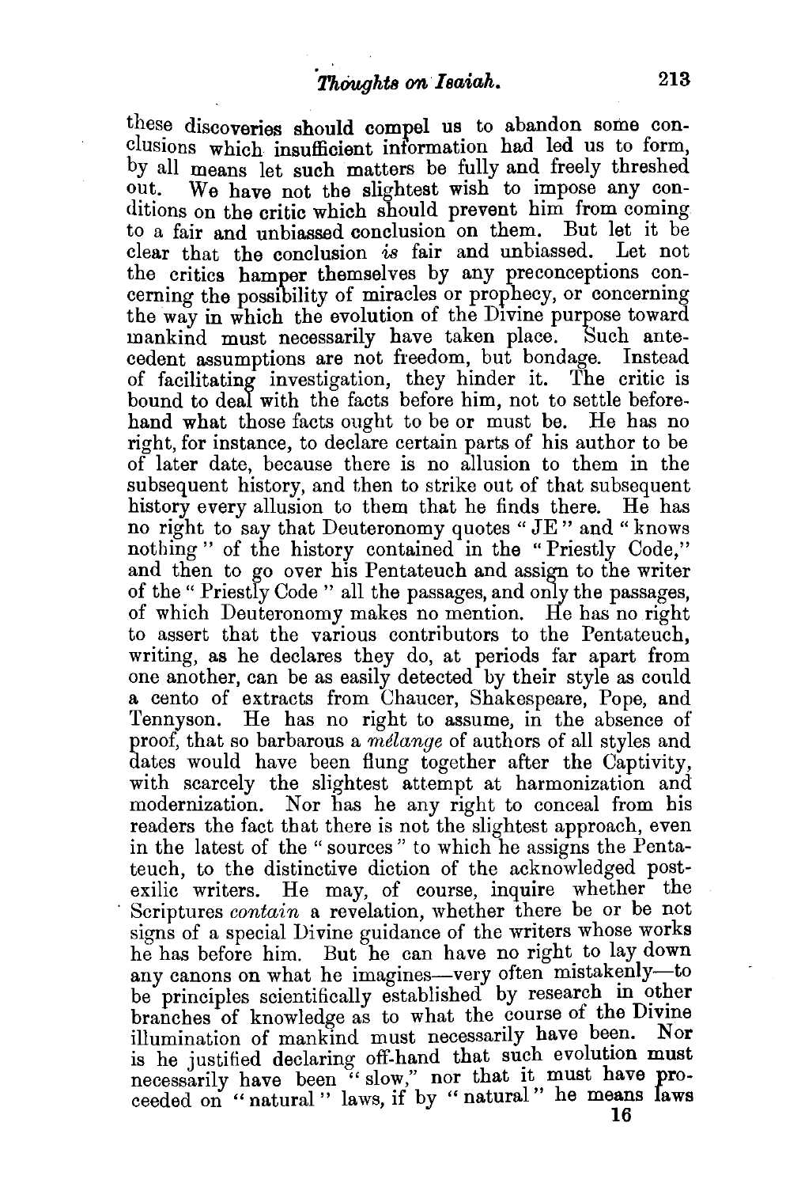these discoveries should compel us to abandon some conclusions which insufficient information had led us to form, by all means let such matters be fully and freely threshed out. We have not the slightest wish to impose any conditions on the critic which should prevent him from coming to a fair and unbiassed conclusion on them. But let it be clear that the conclusion *is* fair and unbiassed. Let not the critics hamper themselves by any preconceptions concerning the possibility of miracles or prophecy, or concerning the way in which the evolution of the Divine purpose toward mankind must necessarily have taken place. Such antecedent assumptions are not freedom, but bondage. Instead of facilitating investigation, they hinder it. The critic is bound to deal with the facts before him, not to settle beforehand what those facts ought to be or must be. He has no right, for instance, to declare certain parts of his author to be of later date, because there is no allusion to them in the subsequent history, and then to strike out of that subsequent history every allusion to them that he finds there. He has no right to say that Deuteronomy quotes "JE" and "knows nothing" of the history contained in the "Priestly Code," and then to go over his Pentateuch and assign to the writer of the "Priestly Code" all the passages, and only the passages, of which Deuteronomy makes no mention. He has no right to assert that the various contributors to the Pentateuch, writing, as he declares they do, at periods far apart from one another, can be as easily detected by their style as could a cento of extracts from Chaucer, Shakespeare, Pope, and Tennyson. He has no right to assume, in the absence of proof, that so barbarous a *mélange* of authors of all styles and dates would have been flung together after the Captivity, with scarcely the slightest attempt at harmonization and modernization. Nor has he any right to conceal from his readers the fact that there is not the slightest approach, even in the latest of the "sources" to which he assigns the Pentateuch, to the distinctive diction of the acknowledged post-exilic writers. He may, of course, inquire whether the Scriptures *contain* a revelation, whether there be or be not signs of a special Divine guidance of the writers whose works he has before him. But he can have no right to lay down any canons on what he imagines—very often mistakenly—to be principles scientifically established by research in other branches of knowledge as to what the course of the Divine illumination of mankind must necessarily have been. Nor is he justified declaring off-hand that such evolution must necessarily have been "slow," nor that it must have proceeded on "natural" laws, if by "natural" he means laws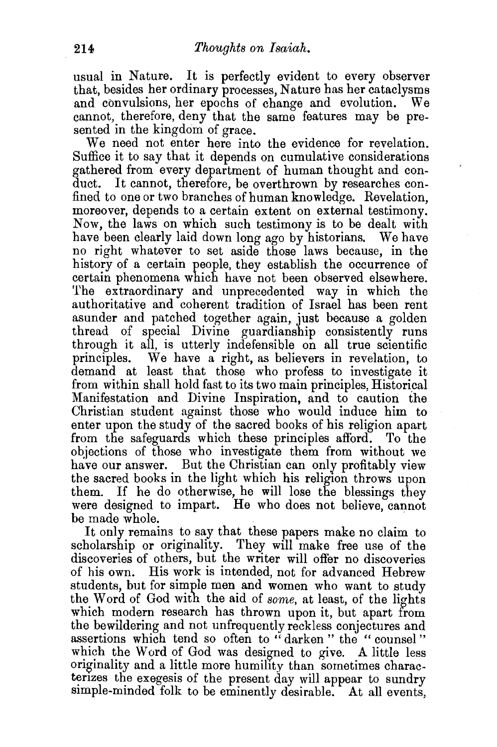usual in Nature. It is perfectly evident to every observer that, besides her ordinary processes, Nature has her cataclysms and convulsions, her epochs of change and evolution. We cannot, therefore, deny that the same features may be presented in the kingdom of grace.

We need not enter here into the evidence for revelation. Suffice it to say that it depends on cumulative considerations gathered from every department of human thought and conduct. It cannot, therefore, be overthrown by researches confined to one or two branches of human knowledge. Revelation, moreover, depends to a certain extent on external testimony. Now, the laws on which such testimony is to be dealt with have been clearly laid down long ago by historians. We have no right whatever to set aside those laws because, in the history of a certain people, they establish the occurrence of certain phenomena which have not been observed elsewhere. The extraordinary and unprecedented way in which the authoritative and coherent tradition of Israel has been rent asunder and patched together again, just because a golden thread of special Divine guardianship consistently runs through it all, is utterly indefensible on all true scientific principles. We have a right, as believers in revelation, to demand at least that those who profess to investigate it from within shall hold fast to its two main principles, Historical Manifestation and Divine Inspiration, and to caution the Christian student against those who would induce him to enter upon the study of the sacred books of his religion apart from the safeguards which these principles afford. To the objections of those who investigate them from without we have our answer. But the Christian can only profitably view the sacred books in the light which his religion throws upon them. If he do otherwise, he will lose the blessings they were designed to impart. He who does not believe, cannot be made whole.

It only remains to say that these papers make no claim to scholarship or originality. They will make free use of the discoveries of others, but the writer will offer no discoveries of his own. His work is intended, not for advanced Hebrew students, but for simple men and women who want to study the Word of God with the aid of *some*, at least, of the lights which modern research has thrown upon it, but apart from the bewildering and not unfrequently reckless conjectures and assertions which tend so often to "darken" the "counsel" which the Word of God was designed to give. A little less originality and a little more humility than sometimes characterizes the exegesis of the present day will appear to sundry simple-minded folk to be eminently desirable. At all events,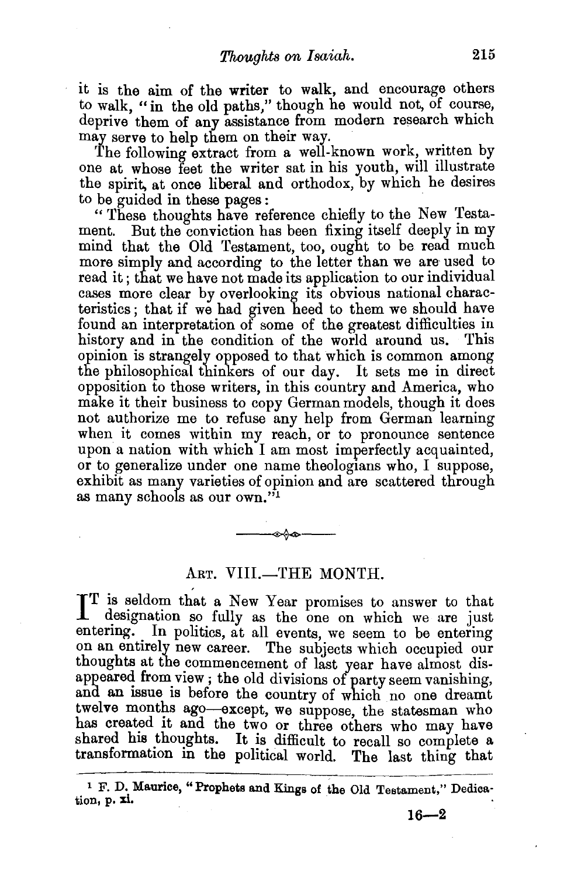it is the aim of the writer to walk, and encourage others to walk, "in the old paths," though he would not, of course, deprive them of any assistance from modern research which may serve to help them on their way.

The following extract from a well-known work, written by one at whose feet the writer sat in his youth, will illustrate the spirit, at once liberal and orthodox, by which he desires to be guided in these pages:

"These thoughts have reference chiefly to the New Testament. But the conviction has been fixing itself deeply in my mind that the Old Testament, too, ought to be read much more simply and according to the letter than we are used to read it; that we have not made its application to our individual cases more clear by overlooking its obvious national characteristics; that if we had given heed to them we should have found an interpretation of some of the greatest difficulties in history and in the condition of the world around us. This opinion is strangely opposed to that which is common among the philosophical thinkers of our day. It sets me in direct opposition to those writers, in this country and America, who make it their business to copy German models, though it does not authorize me to refuse any help from German learning when it comes within my reach, or to pronounce sentence upon a nation with which I am most imperfectly acquainted, or to generalize under one name theologians who, I suppose, exhibit as many varieties of opinion and are scattered through as many schools as our own."[1]

---

## ART. VIII.—THE MONTH.

It is seldom that a New Year promises to answer to that designation so fully as the one on which we are just entering. In politics, at all events, we seem to be entering on an entirely new career. The subjects which occupied our thoughts at the commencement of last year have almost disappeared from view; the old divisions of party seem vanishing, and an issue is before the country of which no one dreamt twelve months ago—except, we suppose, the statesman who has created it and the two or three others who may have shared his thoughts. It is difficult to recall so complete a transformation in the political world. The last thing that

---

[1] F. D. Maurice, "Prophets and Kings of the Old Testament," Dedication, p. xi.

16—2